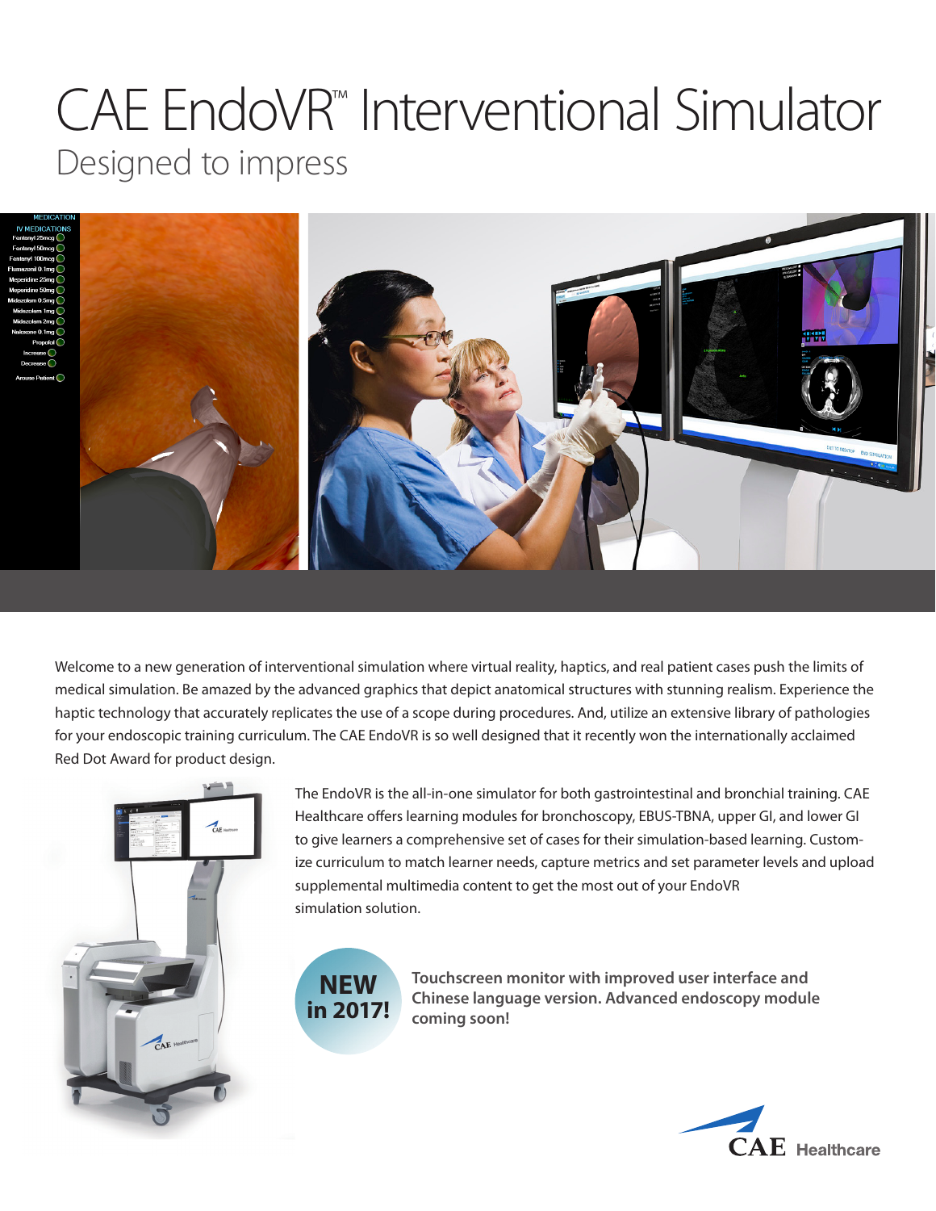# CAE EndoVR™ Interventional Simulator

## Designed to impress

Welcome to a new generation of interventional simulation where virtual reality, haptics, and real patient cases push the limits of medical simulation. Be amazed by the advanced graphics that depict anatomical structures with stunning realism. Experience the haptic technology that accurately replicates the use of a scope during procedures. And, utilize an extensive library of pathologies for your endoscopic training curriculum. The CAE EndoVR is so well designed that it recently won the internationally acclaimed Red Dot Award for product design.

The EndoVR is the all-in-one simulator for both gastrointestinal and bronchial training. CAE Healthcare offers learning modules for bronchoscopy, EBUS-TBNA, upper GI, and lower GI to give learners a comprehensive set of cases for their simulation-based learning. Customize curriculum to match learner needs, capture metrics and set parameter levels and upload supplemental multimedia content to get the most out of your EndoVR simulation solution.

**NEW in 2017!**

**Touchscreen monitor with improved user interface and Chinese language version. Advanced endoscopy module coming soon!**

CAE Healthcare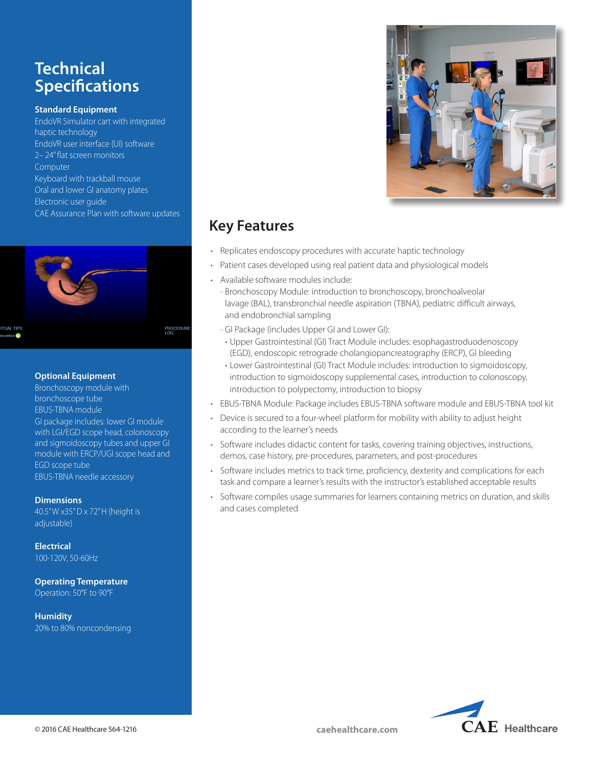# Technical Specifications

### Standard Equipment

EndoVR Simulator cart with integrated haptic technology
EndoVR user interface (UI) software
2– 24" flat screen monitors
Computer
Keyboard with trackball mouse
Oral and lower GI anatomy plates
Electronic user guide
CAE Assurance Plan with software updates

### Optional Equipment

Bronchoscopy module with bronchoscope tube
EBUS-TBNA module
GI package includes: lower GI module with LGI/EGD scope head, colonoscopy and sigmoidoscopy tubes and upper GI module with ERCP/UGI scope head and EGD scope tube
EBUS-TBNA needle accessory

### Dimensions

40.5"W x35" D x 72" H (height is adjustable)

### Electrical

100-120V, 50-60Hz

### Operating Temperature

Operation: 50°F to 90°F

### Humidity

20% to 80% noncondensing

## Key Features

- Replicates endoscopy procedures with accurate haptic technology
- Patient cases developed using real patient data and physiological models
- Available software modules include:
  - Bronchoscopy Module: introduction to bronchoscopy, bronchoalveolar lavage (BAL), transbronchial needle aspiration (TBNA), pediatric difficult airways, and endobronchial sampling
  - GI Package (includes Upper GI and Lower GI):
    - Upper Gastrointestinal (GI) Tract Module includes: esophagastroduodenoscopy (EGD), endoscopic retrograde cholangiopancreatography (ERCP), GI bleeding
    - Lower Gastrointestinal (GI) Tract Module includes: introduction to sigmoidoscopy, introduction to sigmoidoscopy supplemental cases, introduction to colonoscopy, introduction to polypectomy, introduction to biopsy
- EBUS-TBNA Module: Package includes EBUS-TBNA software module and EBUS-TBNA tool kit
- Device is secured to a four-wheel platform for mobility with ability to adjust height according to the learner's needs
- Software includes didactic content for tasks, covering training objectives, instructions, demos, case history, pre-procedures, parameters, and post-procedures
- Software includes metrics to track time, proficiency, dexterity and complications for each task and compare a learner's results with the instructor's established acceptable results
- Software compiles usage summaries for learners containing metrics on duration, and skills and cases completed

© 2016 CAE Healthcare 564-1216

caehealthcare.com

CAE Healthcare